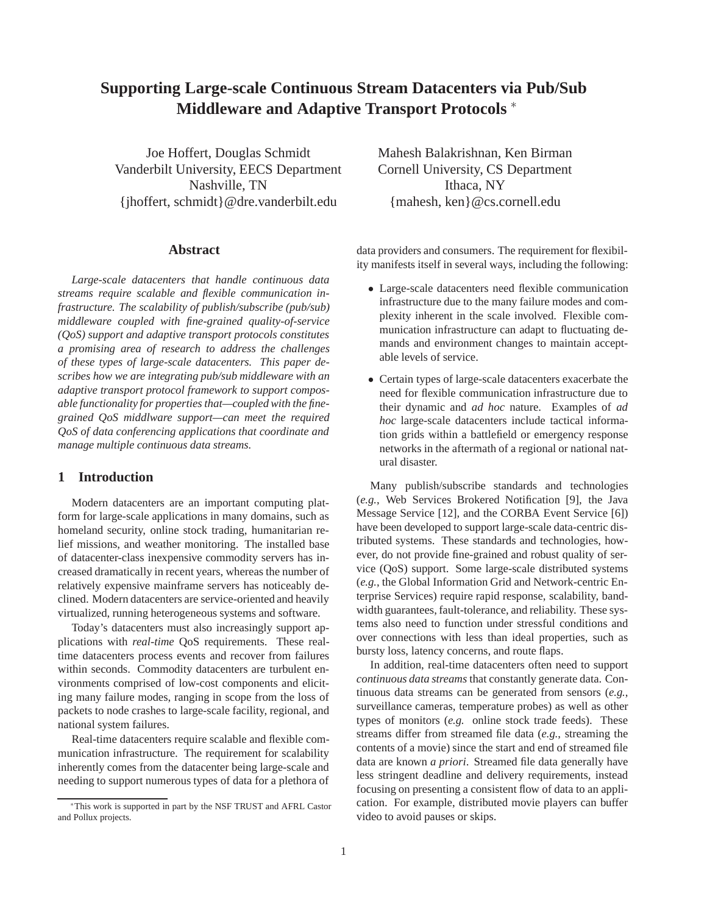# Supporting Large-scale Continuous Stream Datacenters via Pub/Sub Middleware and Adaptive Transport Protocols *

Joe Hoffert, Douglas Schmidt
Vanderbilt University, EECS Department
Nashville, TN
{jhoffert, schmidt}@dre.vanderbilt.edu

Mahesh Balakrishnan, Ken Birman
Cornell University, CS Department
Ithaca, NY
{mahesh, ken}@cs.cornell.edu

## Abstract

*Large-scale datacenters that handle continuous data streams require scalable and flexible communication infrastructure. The scalability of publish/subscribe (pub/sub) middleware coupled with fine-grained quality-of-service (QoS) support and adaptive transport protocols constitutes a promising area of research to address the challenges of these types of large-scale datacenters. This paper describes how we are integrating pub/sub middleware with an adaptive transport protocol framework to support composable functionality for properties that—coupled with the fine-grained QoS middlware support—can meet the required QoS of data conferencing applications that coordinate and manage multiple continuous data streams.*

## 1 Introduction

Modern datacenters are an important computing platform for large-scale applications in many domains, such as homeland security, online stock trading, humanitarian relief missions, and weather monitoring. The installed base of datacenter-class inexpensive commodity servers has increased dramatically in recent years, whereas the number of relatively expensive mainframe servers has noticeably declined. Modern datacenters are service-oriented and heavily virtualized, running heterogeneous systems and software.

Today's datacenters must also increasingly support applications with *real-time* QoS requirements. These real-time datacenters process events and recover from failures within seconds. Commodity datacenters are turbulent environments comprised of low-cost components and eliciting many failure modes, ranging in scope from the loss of packets to node crashes to large-scale facility, regional, and national system failures.

Real-time datacenters require scalable and flexible communication infrastructure. The requirement for scalability inherently comes from the datacenter being large-scale and needing to support numerous types of data for a plethora of data providers and consumers. The requirement for flexibility manifests itself in several ways, including the following:

- Large-scale datacenters need flexible communication infrastructure due to the many failure modes and complexity inherent in the scale involved. Flexible communication infrastructure can adapt to fluctuating demands and environment changes to maintain acceptable levels of service.
- Certain types of large-scale datacenters exacerbate the need for flexible communication infrastructure due to their dynamic and *ad hoc* nature. Examples of *ad hoc* large-scale datacenters include tactical information grids within a battlefield or emergency response networks in the aftermath of a regional or national natural disaster.

Many publish/subscribe standards and technologies (*e.g.*, Web Services Brokered Notification [9], the Java Message Service [12], and the CORBA Event Service [6]) have been developed to support large-scale data-centric distributed systems. These standards and technologies, however, do not provide fine-grained and robust quality of service (QoS) support. Some large-scale distributed systems (*e.g.*, the Global Information Grid and Network-centric Enterprise Services) require rapid response, scalability, bandwidth guarantees, fault-tolerance, and reliability. These systems also need to function under stressful conditions and over connections with less than ideal properties, such as bursty loss, latency concerns, and route flaps.

In addition, real-time datacenters often need to support *continuous data streams* that constantly generate data. Continuous data streams can be generated from sensors (*e.g.*, surveillance cameras, temperature probes) as well as other types of monitors (*e.g.* online stock trade feeds). These streams differ from streamed file data (*e.g.*, streaming the contents of a movie) since the start and end of streamed file data are known *a priori*. Streamed file data generally have less stringent deadline and delivery requirements, instead focusing on presenting a consistent flow of data to an application. For example, distributed movie players can buffer video to avoid pauses or skips.

*This work is supported in part by the NSF TRUST and AFRL Castor and Pollux projects.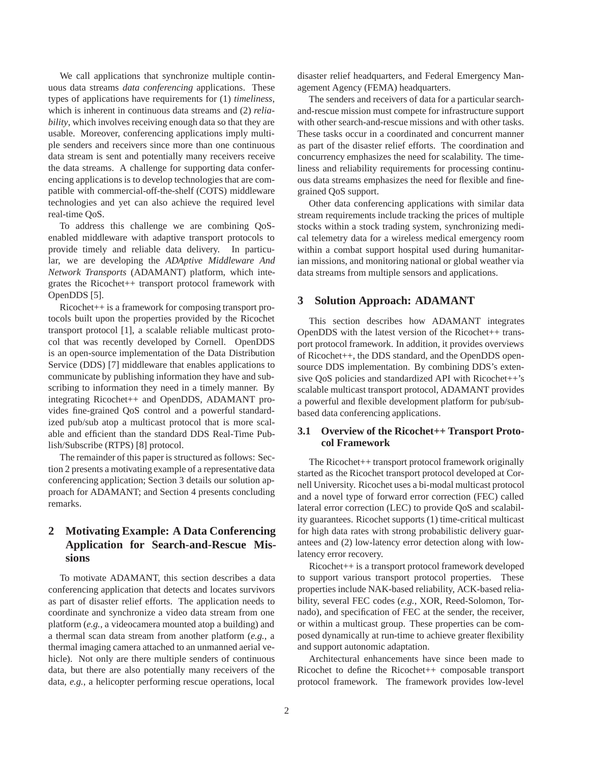We call applications that synchronize multiple continuous data streams *data conferencing* applications. These types of applications have requirements for (1) *timeliness*, which is inherent in continuous data streams and (2) *reliability*, which involves receiving enough data so that they are usable. Moreover, conferencing applications imply multiple senders and receivers since more than one continuous data stream is sent and potentially many receivers receive the data streams. A challenge for supporting data conferencing applications is to develop technologies that are compatible with commercial-off-the-shelf (COTS) middleware technologies and yet can also achieve the required level real-time QoS.

To address this challenge we are combining QoS-enabled middleware with adaptive transport protocols to provide timely and reliable data delivery. In particular, we are developing the *ADAptive Middleware And Network Transports* (ADAMANT) platform, which integrates the Ricochet++ transport protocol framework with OpenDDS [5].

Ricochet++ is a framework for composing transport protocols built upon the properties provided by the Ricochet transport protocol [1], a scalable reliable multicast protocol that was recently developed by Cornell. OpenDDS is an open-source implementation of the Data Distribution Service (DDS) [7] middleware that enables applications to communicate by publishing information they have and subscribing to information they need in a timely manner. By integrating Ricochet++ and OpenDDS, ADAMANT provides fine-grained QoS control and a powerful standardized pub/sub atop a multicast protocol that is more scalable and efficient than the standard DDS Real-Time Publish/Subscribe (RTPS) [8] protocol.

The remainder of this paper is structured as follows: Section 2 presents a motivating example of a representative data conferencing application; Section 3 details our solution approach for ADAMANT; and Section 4 presents concluding remarks.

## 2 Motivating Example: A Data Conferencing Application for Search-and-Rescue Missions

To motivate ADAMANT, this section describes a data conferencing application that detects and locates survivors as part of disaster relief efforts. The application needs to coordinate and synchronize a video data stream from one platform (*e.g.*, a videocamera mounted atop a building) and a thermal scan data stream from another platform (*e.g.*, a thermal imaging camera attached to an unmanned aerial vehicle). Not only are there multiple senders of continuous data, but there are also potentially many receivers of the data, *e.g.*, a helicopter performing rescue operations, local disaster relief headquarters, and Federal Emergency Management Agency (FEMA) headquarters.

The senders and receivers of data for a particular search-and-rescue mission must compete for infrastructure support with other search-and-rescue missions and with other tasks. These tasks occur in a coordinated and concurrent manner as part of the disaster relief efforts. The coordination and concurrency emphasizes the need for scalability. The timeliness and reliability requirements for processing continuous data streams emphasizes the need for flexible and fine-grained QoS support.

Other data conferencing applications with similar data stream requirements include tracking the prices of multiple stocks within a stock trading system, synchronizing medical telemetry data for a wireless medical emergency room within a combat support hospital used during humanitarian missions, and monitoring national or global weather via data streams from multiple sensors and applications.

## 3 Solution Approach: ADAMANT

This section describes how ADAMANT integrates OpenDDS with the latest version of the Ricochet++ transport protocol framework. In addition, it provides overviews of Ricochet++, the DDS standard, and the OpenDDS open-source DDS implementation. By combining DDS's extensive QoS policies and standardized API with Ricochet++'s scalable multicast transport protocol, ADAMANT provides a powerful and flexible development platform for pub/sub-based data conferencing applications.

### 3.1 Overview of the Ricochet++ Transport Protocol Framework

The Ricochet++ transport protocol framework originally started as the Ricochet transport protocol developed at Cornell University. Ricochet uses a bi-modal multicast protocol and a novel type of forward error correction (FEC) called lateral error correction (LEC) to provide QoS and scalability guarantees. Ricochet supports (1) time-critical multicast for high data rates with strong probabilistic delivery guarantees and (2) low-latency error detection along with low-latency error recovery.

Ricochet++ is a transport protocol framework developed to support various transport protocol properties. These properties include NAK-based reliability, ACK-based reliability, several FEC codes (*e.g.*, XOR, Reed-Solomon, Tornado), and specification of FEC at the sender, the receiver, or within a multicast group. These properties can be composed dynamically at run-time to achieve greater flexibility and support autonomic adaptation.

Architectural enhancements have since been made to Ricochet to define the Ricochet++ composable transport protocol framework. The framework provides low-level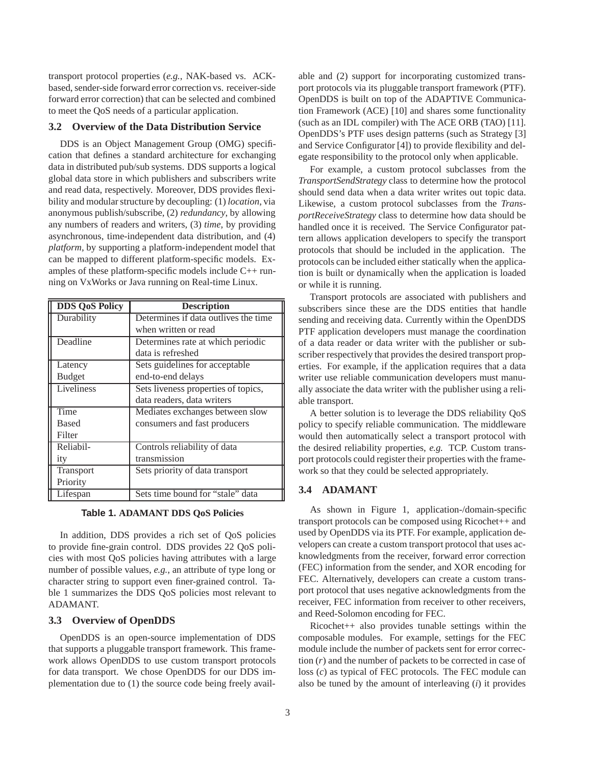transport protocol properties (*e.g.*, NAK-based vs. ACK-based, sender-side forward error correction vs. receiver-side forward error correction) that can be selected and combined to meet the QoS needs of a particular application.

### 3.2 Overview of the Data Distribution Service

DDS is an Object Management Group (OMG) specification that defines a standard architecture for exchanging data in distributed pub/sub systems. DDS supports a logical global data store in which publishers and subscribers write and read data, respectively. Moreover, DDS provides flexibility and modular structure by decoupling: (1) *location*, via anonymous publish/subscribe, (2) *redundancy*, by allowing any numbers of readers and writers, (3) *time*, by providing asynchronous, time-independent data distribution, and (4) *platform*, by supporting a platform-independent model that can be mapped to different platform-specific models. Examples of these platform-specific models include C++ running on VxWorks or Java running on Real-time Linux.

| DDS QoS Policy | Description |
|---|---|
| Durability | Determines if data outlives the time when written or read |
| Deadline | Determines rate at which periodic data is refreshed |
| Latency Budget | Sets guidelines for acceptable end-to-end delays |
| Liveliness | Sets liveness properties of topics, data readers, data writers |
| Time Based Filter | Mediates exchanges between slow consumers and fast producers |
| Reliability | Controls reliability of data transmission |
| Transport Priority | Sets priority of data transport |
| Lifespan | Sets time bound for "stale" data |

**Table 1. ADAMANT DDS QoS Policies**

In addition, DDS provides a rich set of QoS policies to provide fine-grain control. DDS provides 22 QoS policies with most QoS policies having attributes with a large number of possible values, *e.g.*, an attribute of type long or character string to support even finer-grained control. Table 1 summarizes the DDS QoS policies most relevant to ADAMANT.

### 3.3 Overview of OpenDDS

OpenDDS is an open-source implementation of DDS that supports a pluggable transport framework. This framework allows OpenDDS to use custom transport protocols for data transport. We chose OpenDDS for our DDS implementation due to (1) the source code being freely available and (2) support for incorporating customized transport protocols via its pluggable transport framework (PTF). OpenDDS is built on top of the ADAPTIVE Communication Framework (ACE) [10] and shares some functionality (such as an IDL compiler) with The ACE ORB (TAO) [11]. OpenDDS's PTF uses design patterns (such as Strategy [3] and Service Configurator [4]) to provide flexibility and delegate responsibility to the protocol only when applicable.

For example, a custom protocol subclasses from the *TransportSendStrategy* class to determine how the protocol should send data when a data writer writes out topic data. Likewise, a custom protocol subclasses from the *TransportReceiveStrategy* class to determine how data should be handled once it is received. The Service Configurator pattern allows application developers to specify the transport protocols that should be included in the application. The protocols can be included either statically when the application is built or dynamically when the application is loaded or while it is running.

Transport protocols are associated with publishers and subscribers since these are the DDS entities that handle sending and receiving data. Currently within the OpenDDS PTF application developers must manage the coordination of a data reader or data writer with the publisher or subscriber respectively that provides the desired transport properties. For example, if the application requires that a data writer use reliable communication developers must manually associate the data writer with the publisher using a reliable transport.

A better solution is to leverage the DDS reliability QoS policy to specify reliable communication. The middleware would then automatically select a transport protocol with the desired reliability properties, *e.g.* TCP. Custom transport protocols could register their properties with the framework so that they could be selected appropriately.

### 3.4 ADAMANT

As shown in Figure 1, application-/domain-specific transport protocols can be composed using Ricochet++ and used by OpenDDS via its PTF. For example, application developers can create a custom transport protocol that uses acknowledgments from the receiver, forward error correction (FEC) information from the sender, and XOR encoding for FEC. Alternatively, developers can create a custom transport protocol that uses negative acknowledgments from the receiver, FEC information from receiver to other receivers, and Reed-Solomon encoding for FEC.

Ricochet++ also provides tunable settings within the composable modules. For example, settings for the FEC module include the number of packets sent for error correction ($r$) and the number of packets to be corrected in case of loss ($c$) as typical of FEC protocols. The FEC module can also be tuned by the amount of interleaving ($i$) it provides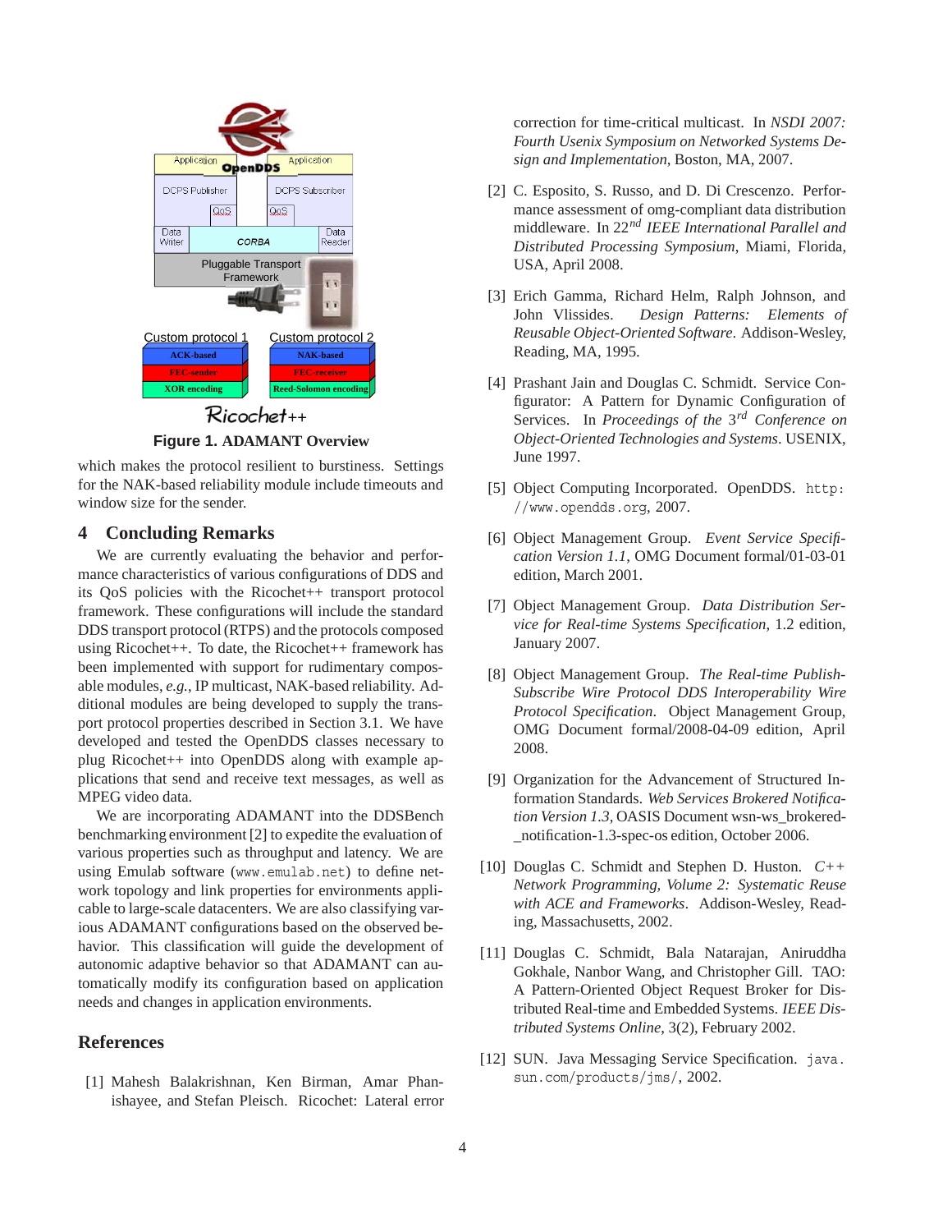Application

OpenDDS

Application

DCPS Publisher

DCPS Subscriber

QoS

QoS

Data Writer

CORBA

Data Reader

Pluggable Transport Framework

Custom protocol 1

Custom protocol 2

ACK-based

NAK-based

FEC-sender

FEC-receiver

XOR encoding

Reed-Solomon encoding

Ricochet++

**Figure 1. ADAMANT Overview**

which makes the protocol resilient to burstiness. Settings for the NAK-based reliability module include timeouts and window size for the sender.

## 4 Concluding Remarks

We are currently evaluating the behavior and performance characteristics of various configurations of DDS and its QoS policies with the Ricochet++ transport protocol framework. These configurations will include the standard DDS transport protocol (RTPS) and the protocols composed using Ricochet++. To date, the Ricochet++ framework has been implemented with support for rudimentary composable modules, *e.g.*, IP multicast, NAK-based reliability. Additional modules are being developed to supply the transport protocol properties described in Section 3.1. We have developed and tested the OpenDDS classes necessary to plug Ricochet++ into OpenDDS along with example applications that send and receive text messages, as well as MPEG video data.

We are incorporating ADAMANT into the DDSBench benchmarking environment [2] to expedite the evaluation of various properties such as throughput and latency. We are using Emulab software (`www.emulab.net`) to define network topology and link properties for environments applicable to large-scale datacenters. We are also classifying various ADAMANT configurations based on the observed behavior. This classification will guide the development of autonomic adaptive behavior so that ADAMANT can automatically modify its configuration based on application needs and changes in application environments.

## References

[1] Mahesh Balakrishnan, Ken Birman, Amar Phanishayee, and Stefan Pleisch. Ricochet: Lateral error correction for time-critical multicast. In *NSDI 2007: Fourth Usenix Symposium on Networked Systems Design and Implementation*, Boston, MA, 2007.

[2] C. Esposito, S. Russo, and D. Di Crescenzo. Performance assessment of omg-compliant data distribution middleware. In 22nd *IEEE International Parallel and Distributed Processing Symposium*, Miami, Florida, USA, April 2008.

[3] Erich Gamma, Richard Helm, Ralph Johnson, and John Vlissides. *Design Patterns: Elements of Reusable Object-Oriented Software*. Addison-Wesley, Reading, MA, 1995.

[4] Prashant Jain and Douglas C. Schmidt. Service Configurator: A Pattern for Dynamic Configuration of Services. In *Proceedings of the* 3rd *Conference on Object-Oriented Technologies and Systems*. USENIX, June 1997.

[5] Object Computing Incorporated. OpenDDS. `http://www.opendds.org`, 2007.

[6] Object Management Group. *Event Service Specification Version 1.1*, OMG Document formal/01-03-01 edition, March 2001.

[7] Object Management Group. *Data Distribution Service for Real-time Systems Specification*, 1.2 edition, January 2007.

[8] Object Management Group. *The Real-time Publish-Subscribe Wire Protocol DDS Interoperability Wire Protocol Specification*. Object Management Group, OMG Document formal/2008-04-09 edition, April 2008.

[9] Organization for the Advancement of Structured Information Standards. *Web Services Brokered Notification Version 1.3*, OASIS Document wsn-ws_brokered-_notification-1.3-spec-os edition, October 2006.

[10] Douglas C. Schmidt and Stephen D. Huston. *C++ Network Programming, Volume 2: Systematic Reuse with ACE and Frameworks*. Addison-Wesley, Reading, Massachusetts, 2002.

[11] Douglas C. Schmidt, Bala Natarajan, Aniruddha Gokhale, Nanbor Wang, and Christopher Gill. TAO: A Pattern-Oriented Object Request Broker for Distributed Real-time and Embedded Systems. *IEEE Distributed Systems Online*, 3(2), February 2002.

[12] SUN. Java Messaging Service Specification. `java.sun.com/products/jms/`, 2002.